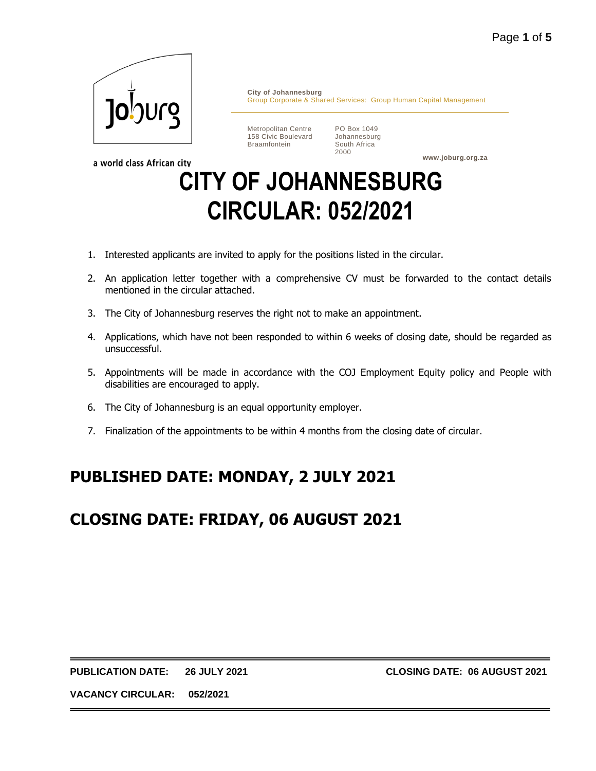a world class African city

**City of Johannesburg**
Group Corporate & Shared Services: Group Human Capital Management

Metropolitan Centre
158 Civic Boulevard
Braamfontein

PO Box 1049
Johannesburg
South Africa
2000

**www.joburg.org.za**

# CITY OF JOHANNESBURG
# CIRCULAR: 052/2021

1. Interested applicants are invited to apply for the positions listed in the circular.
2. An application letter together with a comprehensive CV must be forwarded to the contact details mentioned in the circular attached.
3. The City of Johannesburg reserves the right not to make an appointment.
4. Applications, which have not been responded to within 6 weeks of closing date, should be regarded as unsuccessful.
5. Appointments will be made in accordance with the COJ Employment Equity policy and People with disabilities are encouraged to apply.
6. The City of Johannesburg is an equal opportunity employer.
7. Finalization of the appointments to be within 4 months from the closing date of circular.

## PUBLISHED DATE: MONDAY, 2 JULY 2021

## CLOSING DATE: FRIDAY, 06 AUGUST 2021

**PUBLICATION DATE: 26 JULY 2021** **CLOSING DATE: 06 AUGUST 2021**

**VACANCY CIRCULAR: 052/2021**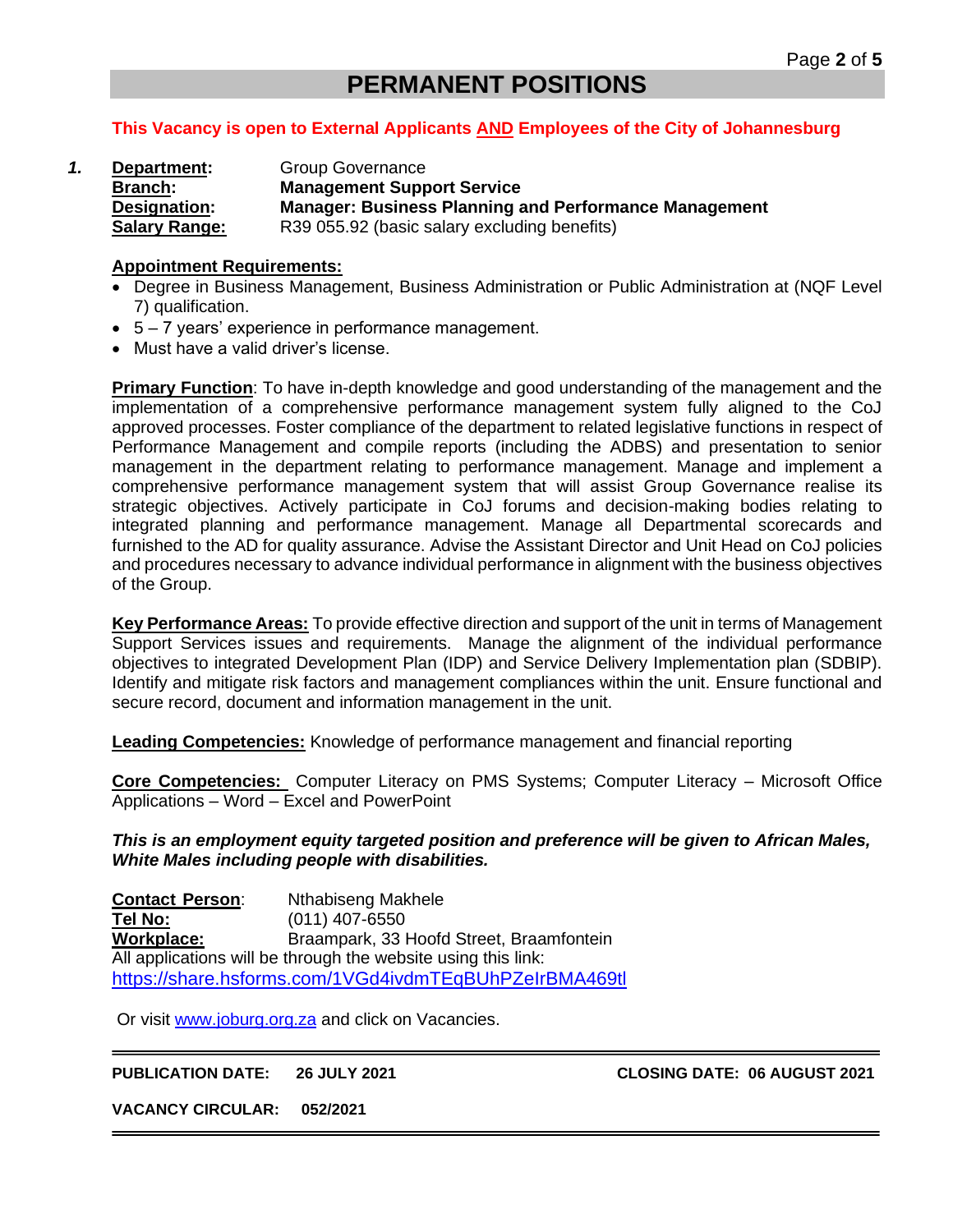# PERMANENT POSITIONS

**This Vacancy is open to External Applicants AND Employees of the City of Johannesburg**

***1.*** **Department:** Group Governance
**Branch:** **Management Support Service**
**Designation:** **Manager: Business Planning and Performance Management**
**Salary Range:** R39 055.92 (basic salary excluding benefits)

**Appointment Requirements:**

- Degree in Business Management, Business Administration or Public Administration at (NQF Level 7) qualification.
- 5 – 7 years' experience in performance management.
- Must have a valid driver's license.

**Primary Function**: To have in-depth knowledge and good understanding of the management and the implementation of a comprehensive performance management system fully aligned to the CoJ approved processes. Foster compliance of the department to related legislative functions in respect of Performance Management and compile reports (including the ADBS) and presentation to senior management in the department relating to performance management. Manage and implement a comprehensive performance management system that will assist Group Governance realise its strategic objectives. Actively participate in CoJ forums and decision-making bodies relating to integrated planning and performance management. Manage all Departmental scorecards and furnished to the AD for quality assurance. Advise the Assistant Director and Unit Head on CoJ policies and procedures necessary to advance individual performance in alignment with the business objectives of the Group.

**Key Performance Areas:** To provide effective direction and support of the unit in terms of Management Support Services issues and requirements. Manage the alignment of the individual performance objectives to integrated Development Plan (IDP) and Service Delivery Implementation plan (SDBIP). Identify and mitigate risk factors and management compliances within the unit. Ensure functional and secure record, document and information management in the unit.

**Leading Competencies:** Knowledge of performance management and financial reporting

**Core Competencies:** Computer Literacy on PMS Systems; Computer Literacy – Microsoft Office Applications – Word – Excel and PowerPoint

***This is an employment equity targeted position and preference will be given to African Males, White Males including people with disabilities.***

**Contact Person**: Nthabiseng Makhele
**Tel No:** (011) 407-6550
**Workplace:** Braampark, 33 Hoofd Street, Braamfontein
All applications will be through the website using this link:
https://share.hsforms.com/1VGd4ivdmTEqBUhPZeIrBMA469tl

Or visit www.joburg.org.za and click on Vacancies.

---

**PUBLICATION DATE: 26 JULY 2021** **CLOSING DATE: 06 AUGUST 2021**

**VACANCY CIRCULAR: 052/2021**

---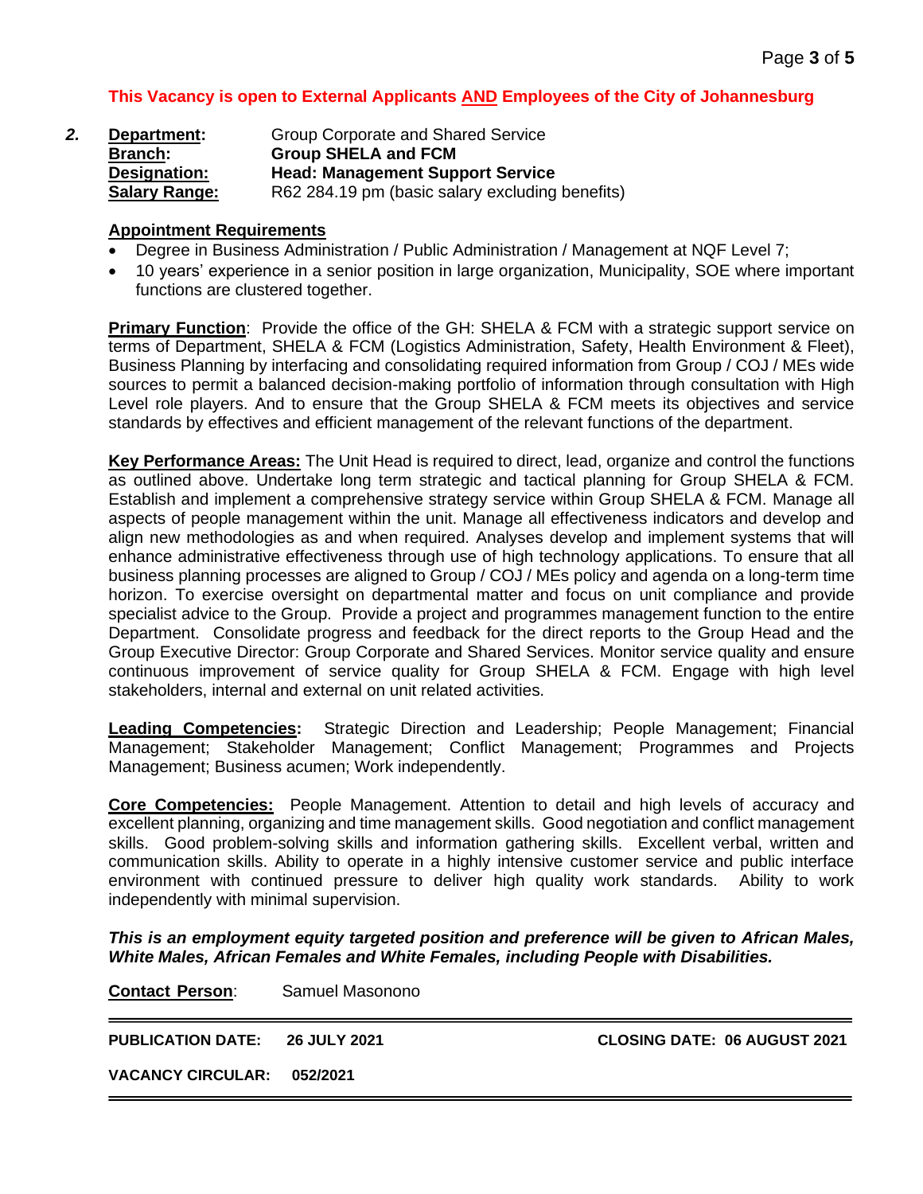**This Vacancy is open to External Applicants AND Employees of the City of Johannesburg**

***2.*** **Department:** Group Corporate and Shared Service
**Branch:** **Group SHELA and FCM**
**Designation:** **Head: Management Support Service**
**Salary Range:** R62 284.19 pm (basic salary excluding benefits)

**Appointment Requirements**

- Degree in Business Administration / Public Administration / Management at NQF Level 7;
- 10 years' experience in a senior position in large organization, Municipality, SOE where important functions are clustered together.

**Primary Function**: Provide the office of the GH: SHELA & FCM with a strategic support service on terms of Department, SHELA & FCM (Logistics Administration, Safety, Health Environment & Fleet), Business Planning by interfacing and consolidating required information from Group / COJ / MEs wide sources to permit a balanced decision-making portfolio of information through consultation with High Level role players. And to ensure that the Group SHELA & FCM meets its objectives and service standards by effectives and efficient management of the relevant functions of the department.

**Key Performance Areas:** The Unit Head is required to direct, lead, organize and control the functions as outlined above. Undertake long term strategic and tactical planning for Group SHELA & FCM. Establish and implement a comprehensive strategy service within Group SHELA & FCM. Manage all aspects of people management within the unit. Manage all effectiveness indicators and develop and align new methodologies as and when required. Analyses develop and implement systems that will enhance administrative effectiveness through use of high technology applications. To ensure that all business planning processes are aligned to Group / COJ / MEs policy and agenda on a long-term time horizon. To exercise oversight on departmental matter and focus on unit compliance and provide specialist advice to the Group. Provide a project and programmes management function to the entire Department. Consolidate progress and feedback for the direct reports to the Group Head and the Group Executive Director: Group Corporate and Shared Services. Monitor service quality and ensure continuous improvement of service quality for Group SHELA & FCM. Engage with high level stakeholders, internal and external on unit related activities.

**Leading Competencies:** Strategic Direction and Leadership; People Management; Financial Management; Stakeholder Management; Conflict Management; Programmes and Projects Management; Business acumen; Work independently.

**Core Competencies:** People Management. Attention to detail and high levels of accuracy and excellent planning, organizing and time management skills. Good negotiation and conflict management skills. Good problem-solving skills and information gathering skills. Excellent verbal, written and communication skills. Ability to operate in a highly intensive customer service and public interface environment with continued pressure to deliver high quality work standards. Ability to work independently with minimal supervision.

***This is an employment equity targeted position and preference will be given to African Males, White Males, African Females and White Females, including People with Disabilities.***

**Contact Person**: Samuel Masonono

**PUBLICATION DATE: 26 JULY 2021** **CLOSING DATE: 06 AUGUST 2021**

**VACANCY CIRCULAR: 052/2021**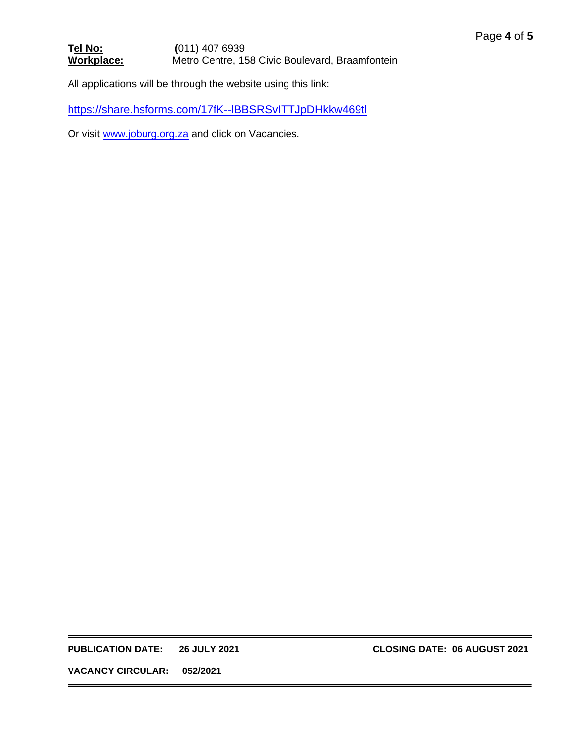**Tel No:** (011) 407 6939
**Workplace:** Metro Centre, 158 Civic Boulevard, Braamfontein

All applications will be through the website using this link:

https://share.hsforms.com/17fK--lBBSRSvITTJpDHkkw469tl

Or visit www.joburg.org.za and click on Vacancies.

---

**PUBLICATION DATE: 26 JULY 2021** **CLOSING DATE: 06 AUGUST 2021**

**VACANCY CIRCULAR: 052/2021**

---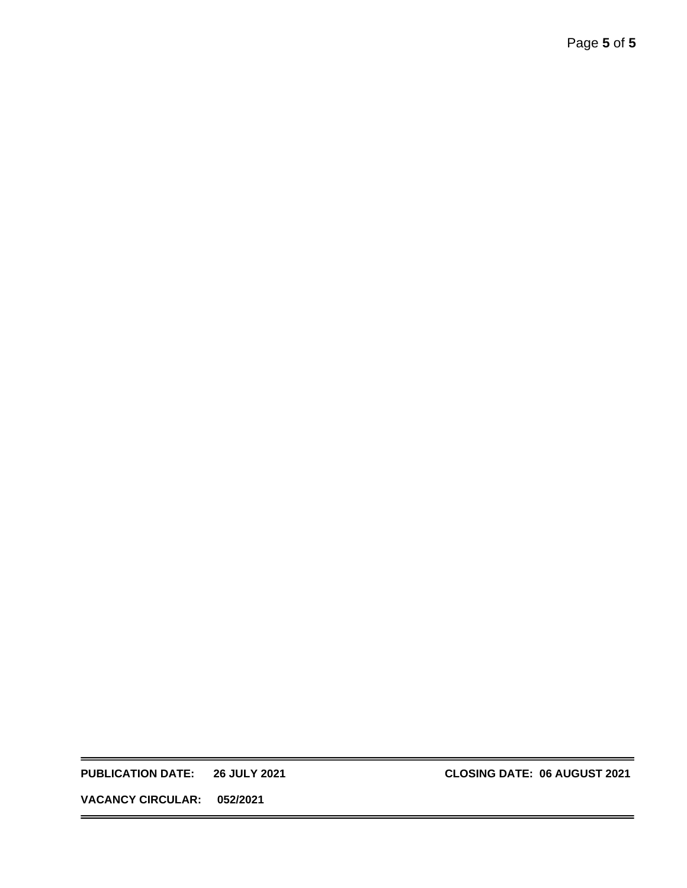**PUBLICATION DATE: 26 JULY 2021** **CLOSING DATE: 06 AUGUST 2021**

**VACANCY CIRCULAR: 052/2021**